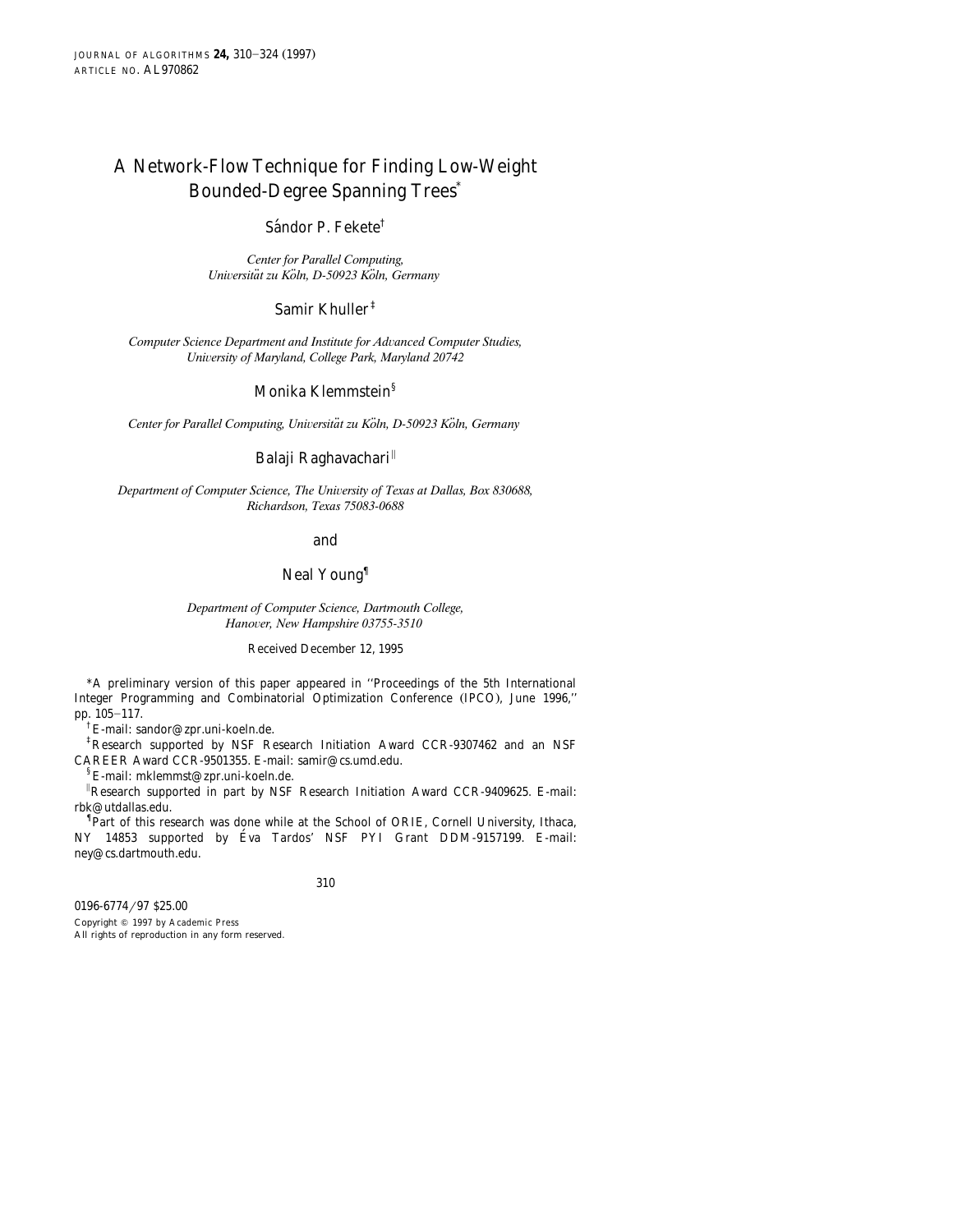# A Network-Flow Technique for Finding Low-Weight Bounded-Degree Spanning Trees*

**Sándor P. Fekete**[†]

*Center for Parallel Computing, Universität zu Köln, D-50923 Köln, Germany*

**Samir Khuller**[‡]

*Computer Science Department and Institute for Advanced Computer Studies, University of Maryland, College Park, Maryland 20742*

**Monika Klemmstein**[§]

*Center for Parallel Computing, Universität zu Köln, D-50923 Köln, Germany*

**Balaji Raghavachari**[‖]

*Department of Computer Science, The University of Texas at Dallas, Box 830688, Richardson, Texas 75083-0688*

and

**Neal Young**[¶]

*Department of Computer Science, Dartmouth College, Hanover, New Hampshire 03755-3510*

Received December 12, 1995

*A preliminary version of this paper appeared in "Proceedings of the 5th International Integer Programming and Combinatorial Optimization Conference (IPCO), June 1996," pp. 105–117.

[†] E-mail: sandor@zpr.uni-koeln.de.

[‡] Research supported by NSF Research Initiation Award CCR-9307462 and an NSF CAREER Award CCR-9501355. E-mail: samir@cs.umd.edu.

[§] E-mail: mklemmst@zpr.uni-koeln.de.

[‖] Research supported in part by NSF Research Initiation Award CCR-9409625. E-mail: rbk@utdallas.edu.

[¶] Part of this research was done while at the School of ORIE, Cornell University, Ithaca, NY 14853 supported by Éva Tardos' NSF PYI Grant DDM-9157199. E-mail: ney@cs.dartmouth.edu.

0196-6774/97 $25.00
Copyright © 1997 by Academic Press
All rights of reproduction in any form reserved.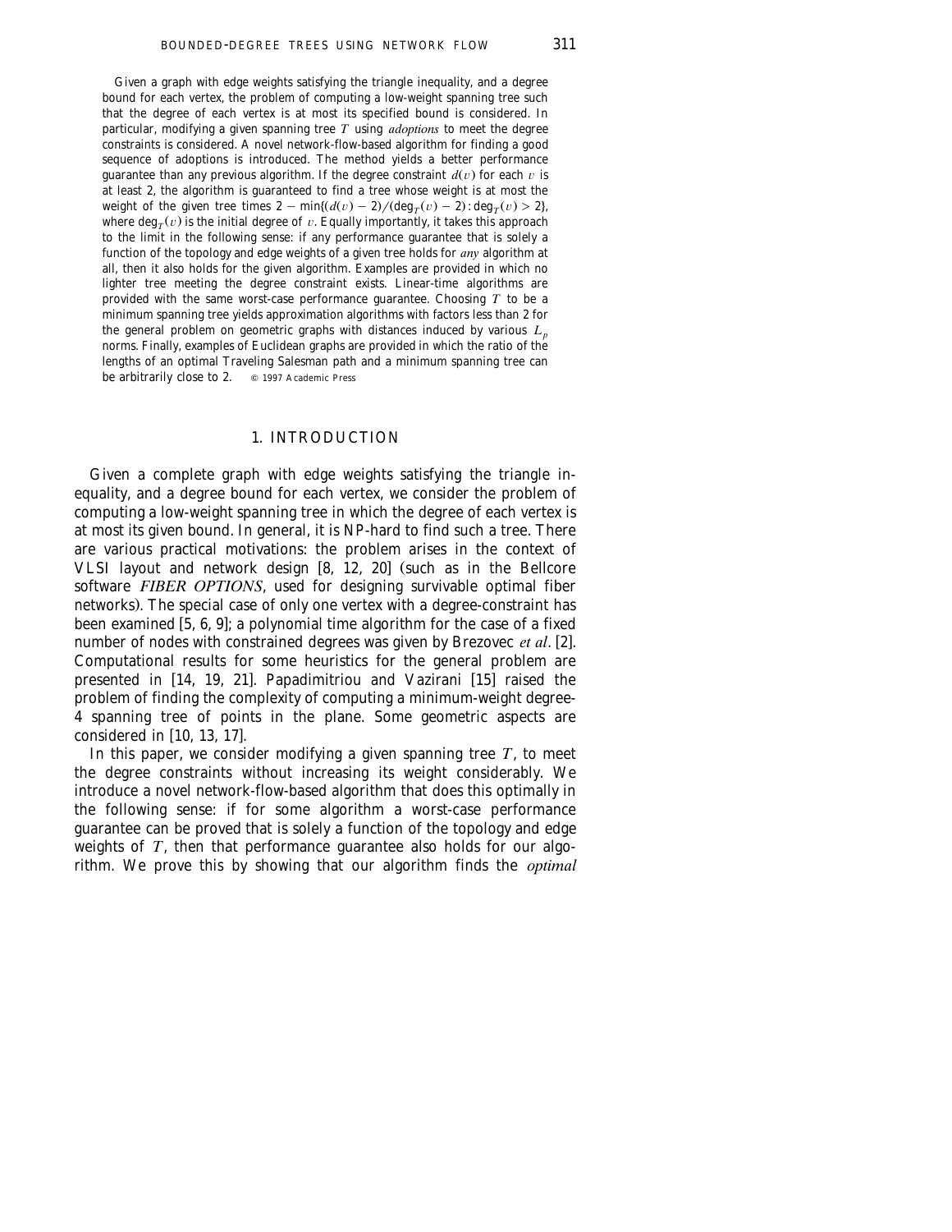Given a graph with edge weights satisfying the triangle inequality, and a degree bound for each vertex, the problem of computing a low-weight spanning tree such that the degree of each vertex is at most its specified bound is considered. In particular, modifying a given spanning tree $T$ using *adoptions* to meet the degree constraints is considered. A novel network-flow-based algorithm for finding a good sequence of adoptions is introduced. The method yields a better performance guarantee than any previous algorithm. If the degree constraint $d(v)$ for each $v$ is at least 2, the algorithm is guaranteed to find a tree whose weight is at most the weight of the given tree times $2 - \min\{(d(v) - 2)/(\deg_T(v) - 2) : \deg_T(v) > 2\}$, where $\deg_T(v)$ is the initial degree of $v$. Equally importantly, it takes this approach to the limit in the following sense: if any performance guarantee that is solely a function of the topology and edge weights of a given tree holds for *any* algorithm at all, then it also holds for the given algorithm. Examples are provided in which no lighter tree meeting the degree constraint exists. Linear-time algorithms are provided with the same worst-case performance guarantee. Choosing $T$ to be a minimum spanning tree yields approximation algorithms with factors less than 2 for the general problem on geometric graphs with distances induced by various $L_p$ norms. Finally, examples of Euclidean graphs are provided in which the ratio of the lengths of an optimal Traveling Salesman path and a minimum spanning tree can be arbitrarily close to 2. © 1997 Academic Press

## 1. INTRODUCTION

Given a complete graph with edge weights satisfying the triangle inequality, and a degree bound for each vertex, we consider the problem of computing a low-weight spanning tree in which the degree of each vertex is at most its given bound. In general, it is NP-hard to find such a tree. There are various practical motivations: the problem arises in the context of VLSI layout and network design [8, 12, 20] (such as in the Bellcore software *FIBER OPTIONS*, used for designing survivable optimal fiber networks). The special case of only one vertex with a degree-constraint has been examined [5, 6, 9]; a polynomial time algorithm for the case of a fixed number of nodes with constrained degrees was given by Brezovec *et al*. [2]. Computational results for some heuristics for the general problem are presented in [14, 19, 21]. Papadimitriou and Vazirani [15] raised the problem of finding the complexity of computing a minimum-weight degree-4 spanning tree of points in the plane. Some geometric aspects are considered in [10, 13, 17].

In this paper, we consider modifying a given spanning tree $T$, to meet the degree constraints without increasing its weight considerably. We introduce a novel network-flow-based algorithm that does this optimally in the following sense: if for some algorithm a worst-case performance guarantee can be proved that is solely a function of the topology and edge weights of $T$, then that performance guarantee also holds for our algorithm. We prove this by showing that our algorithm finds the *optimal*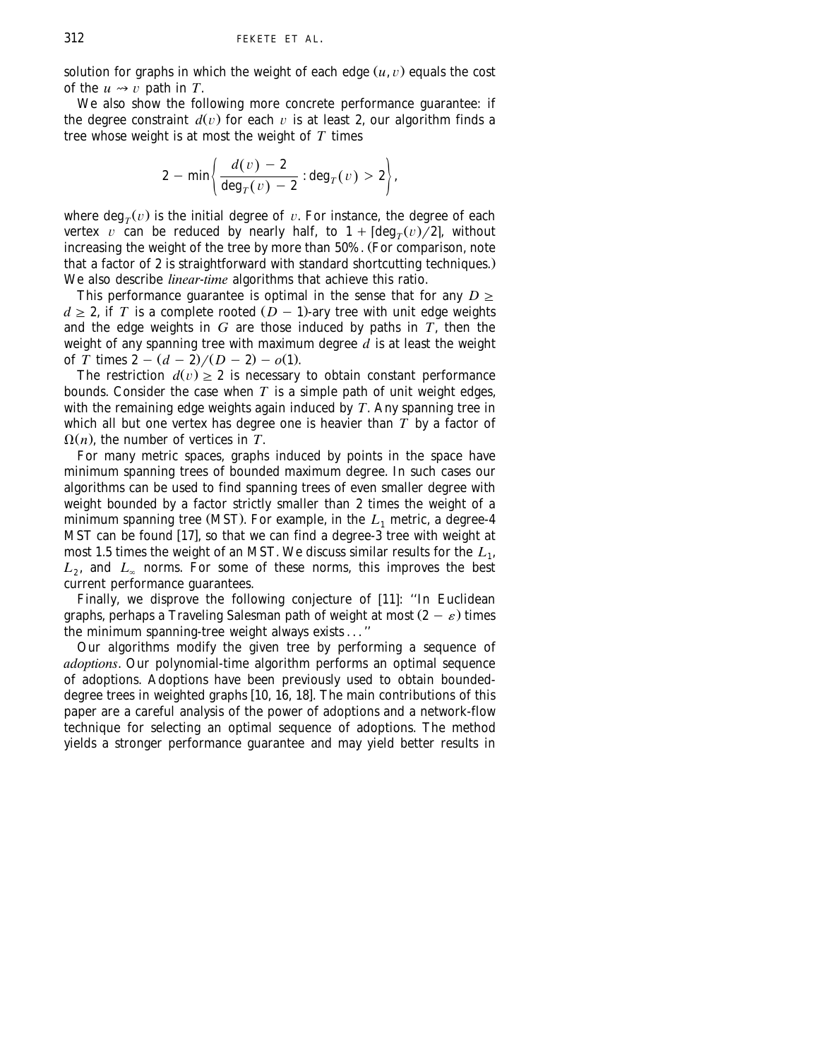solution for graphs in which the weight of each edge $(u, v)$ equals the cost of the $u \leadsto v$ path in $T$.

We also show the following more concrete performance guarantee: if the degree constraint $d(v)$ for each $v$ is at least 2, our algorithm finds a tree whose weight is at most the weight of $T$ times

$$2 - \min\left\{ \frac{d(v) - 2}{\deg_T(v) - 2} : \deg_T(v) > 2 \right\},$$

where $\deg_T(v)$ is the initial degree of $v$. For instance, the degree of each vertex $v$ can be reduced by nearly half, to $1 + \lceil \deg_T(v)/2 \rceil$, without increasing the weight of the tree by more than 50%. (For comparison, note that a factor of 2 is straightforward with standard shortcutting techniques.) We also describe *linear-time* algorithms that achieve this ratio.

This performance guarantee is optimal in the sense that for any $D \geq d \geq 2$, if $T$ is a complete rooted $(D - 1)$-ary tree with unit edge weights and the edge weights in $G$ are those induced by paths in $T$, then the weight of any spanning tree with maximum degree $d$ is at least the weight of $T$ times $2 - (d - 2)/(D - 2) - o(1)$.

The restriction $d(v) \geq 2$ is necessary to obtain constant performance bounds. Consider the case when $T$ is a simple path of unit weight edges, with the remaining edge weights again induced by $T$. Any spanning tree in which all but one vertex has degree one is heavier than $T$ by a factor of $\Omega(n)$, the number of vertices in $T$.

For many metric spaces, graphs induced by points in the space have minimum spanning trees of bounded maximum degree. In such cases our algorithms can be used to find spanning trees of even smaller degree with weight bounded by a factor strictly smaller than 2 times the weight of a minimum spanning tree (MST). For example, in the $L_1$ metric, a degree-4 MST can be found [17], so that we can find a degree-3 tree with weight at most 1.5 times the weight of an MST. We discuss similar results for the $L_1$, $L_2$, and $L_\infty$ norms. For some of these norms, this improves the best current performance guarantees.

Finally, we disprove the following conjecture of [11]: "In Euclidean graphs, perhaps a Traveling Salesman path of weight at most $(2 - \varepsilon)$ times the minimum spanning-tree weight always exists . . ."

Our algorithms modify the given tree by performing a sequence of *adoptions*. Our polynomial-time algorithm performs an optimal sequence of adoptions. Adoptions have been previously used to obtain bounded-degree trees in weighted graphs [10, 16, 18]. The main contributions of this paper are a careful analysis of the power of adoptions and a network-flow technique for selecting an optimal sequence of adoptions. The method yields a stronger performance guarantee and may yield better results in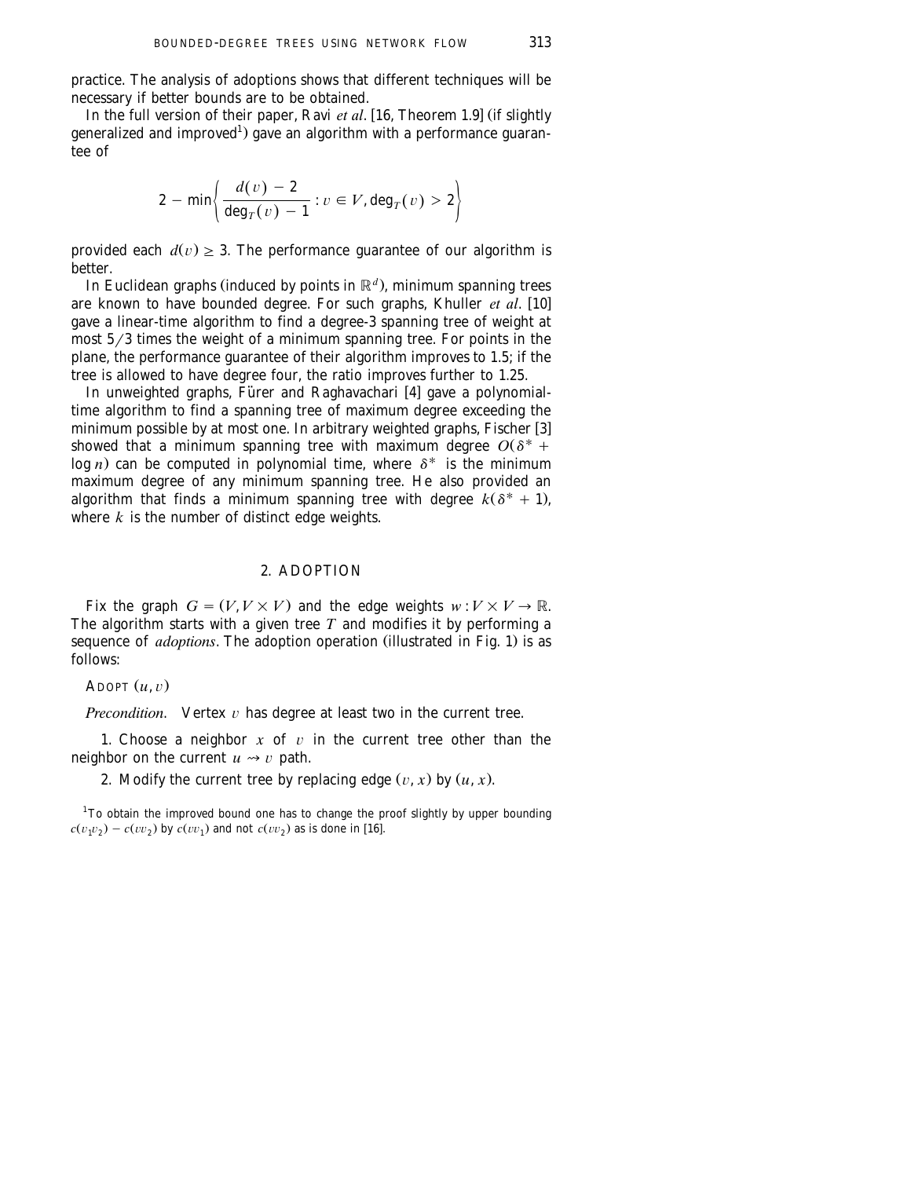practice. The analysis of adoptions shows that different techniques will be necessary if better bounds are to be obtained.

In the full version of their paper, Ravi *et al*. [16, Theorem 1.9] (if slightly generalized and improved[1]) gave an algorithm with a performance guarantee of

$$2 - \min\left\{ \frac{d(v) - 2}{\deg_T(v) - 1} : v \in V, \deg_T(v) > 2 \right\}$$

provided each $d(v) \geq 3$. The performance guarantee of our algorithm is better.

In Euclidean graphs (induced by points in $\mathbb{R}^d$), minimum spanning trees are known to have bounded degree. For such graphs, Khuller *et al*. [10] gave a linear-time algorithm to find a degree-3 spanning tree of weight at most $5/3$ times the weight of a minimum spanning tree. For points in the plane, the performance guarantee of their algorithm improves to 1.5; if the tree is allowed to have degree four, the ratio improves further to 1.25.

In unweighted graphs, Fürer and Raghavachari [4] gave a polynomial-time algorithm to find a spanning tree of maximum degree exceeding the minimum possible by at most one. In arbitrary weighted graphs, Fischer [3] showed that a minimum spanning tree with maximum degree $O(\delta^* + \log n)$ can be computed in polynomial time, where $\delta^*$ is the minimum maximum degree of any minimum spanning tree. He also provided an algorithm that finds a minimum spanning tree with degree $k(\delta^* + 1)$, where $k$ is the number of distinct edge weights.

## 2. ADOPTION

Fix the graph $G = (V, V \times V)$ and the edge weights $w : V \times V \to \mathbb{R}$. The algorithm starts with a given tree $T$ and modifies it by performing a sequence of *adoptions*. The adoption operation (illustrated in Fig. 1) is as follows:

ADOPT $(u, v)$

*Precondition*. Vertex $v$ has degree at least two in the current tree.

1. Choose a neighbor $x$ of $v$ in the current tree other than the neighbor on the current $u \rightsquigarrow v$ path.

2. Modify the current tree by replacing edge $(v, x)$ by $(u, x)$.

[1] To obtain the improved bound one has to change the proof slightly by upper bounding $c(v_1 v_2) - c(v v_2)$ by $c(v v_1)$ and not $c(v v_2)$ as is done in [16].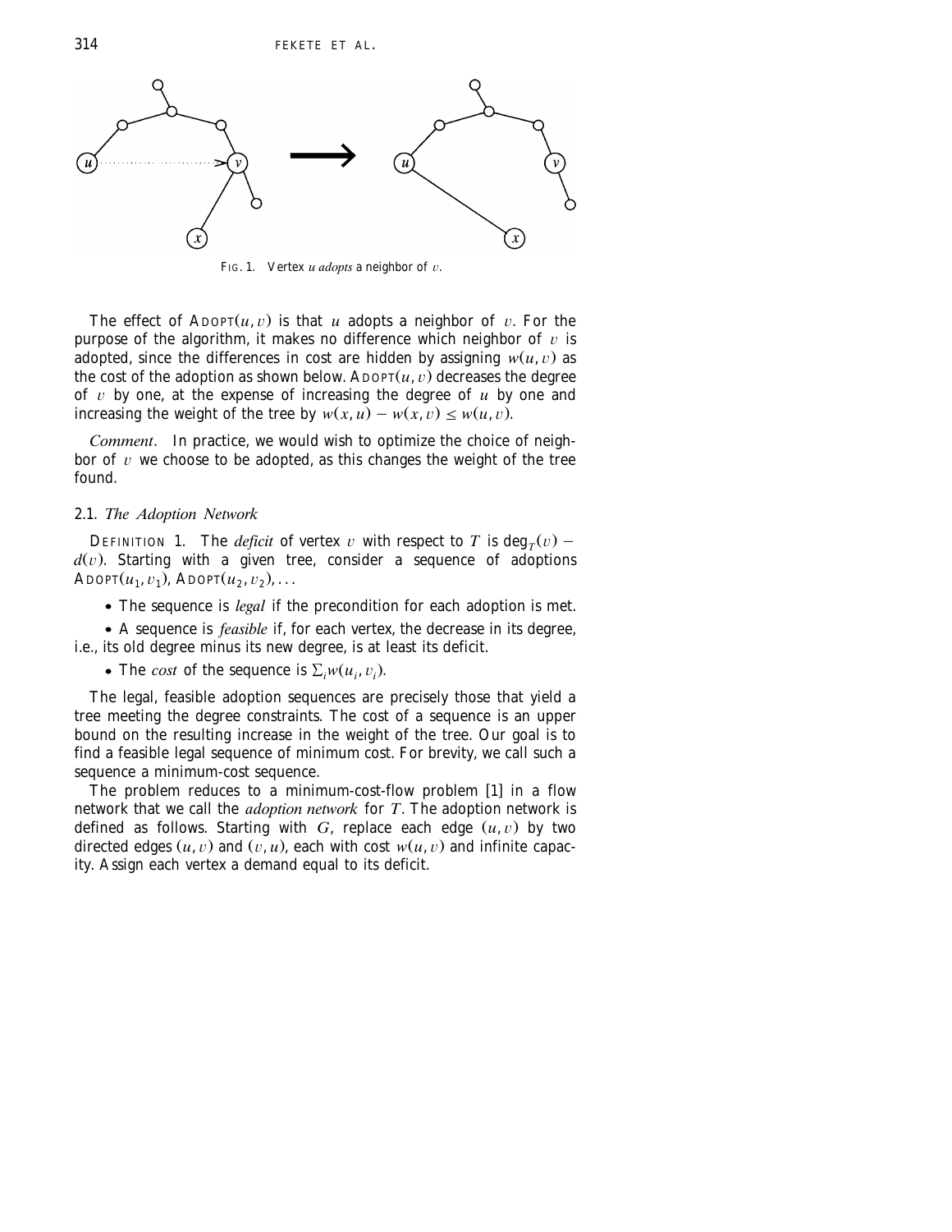FIG. 1. Vertex $u$ *adopts* a neighbor of $v$.

The effect of ADOPT$(u, v)$ is that $u$ adopts a neighbor of $v$. For the purpose of the algorithm, it makes no difference which neighbor of $v$ is adopted, since the differences in cost are hidden by assigning $w(u, v)$ as the cost of the adoption as shown below. ADOPT$(u, v)$ decreases the degree of $v$ by one, at the expense of increasing the degree of $u$ by one and increasing the weight of the tree by $w(x, u) - w(x, v) \leq w(u, v)$.

*Comment*. In practice, we would wish to optimize the choice of neighbor of $v$ we choose to be adopted, as this changes the weight of the tree found.

## 2.1. *The Adoption Network*

DEFINITION 1. The *deficit* of vertex $v$ with respect to $T$ is $\deg_T(v) - d(v)$. Starting with a given tree, consider a sequence of adoptions ADOPT$(u_1, v_1)$, ADOPT$(u_2, v_2), \ldots$

- The sequence is *legal* if the precondition for each adoption is met.
- A sequence is *feasible* if, for each vertex, the decrease in its degree, i.e., its old degree minus its new degree, is at least its deficit.
- The *cost* of the sequence is $\sum_i w(u_i, v_i)$.

The legal, feasible adoption sequences are precisely those that yield a tree meeting the degree constraints. The cost of a sequence is an upper bound on the resulting increase in the weight of the tree. Our goal is to find a feasible legal sequence of minimum cost. For brevity, we call such a sequence a minimum-cost sequence.

The problem reduces to a minimum-cost-flow problem [1] in a flow network that we call the *adoption network* for $T$. The adoption network is defined as follows. Starting with $G$, replace each edge $(u, v)$ by two directed edges $(u, v)$ and $(v, u)$, each with cost $w(u, v)$ and infinite capacity. Assign each vertex a demand equal to its deficit.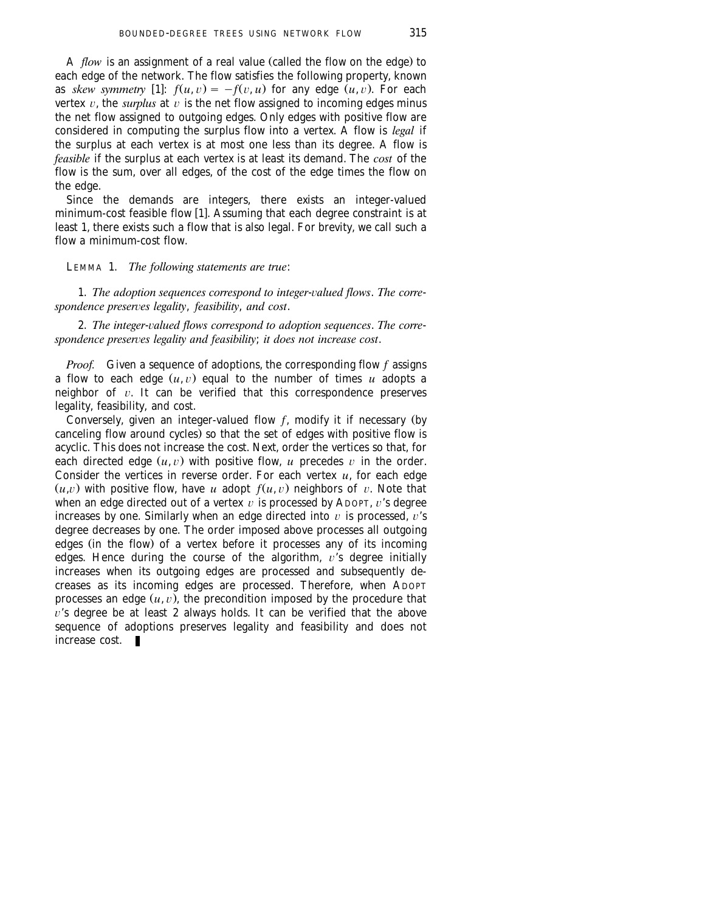A *flow* is an assignment of a real value (called the flow on the edge) to each edge of the network. The flow satisfies the following property, known as *skew symmetry* [1]: $f(u,v) = -f(v,u)$ for any edge $(u,v)$. For each vertex $v$, the *surplus* at $v$ is the net flow assigned to incoming edges minus the net flow assigned to outgoing edges. Only edges with positive flow are considered in computing the surplus flow into a vertex. A flow is *legal* if the surplus at each vertex is at most one less than its degree. A flow is *feasible* if the surplus at each vertex is at least its demand. The *cost* of the flow is the sum, over all edges, of the cost of the edge times the flow on the edge.

Since the demands are integers, there exists an integer-valued minimum-cost feasible flow [1]. Assuming that each degree constraint is at least 1, there exists such a flow that is also legal. For brevity, we call such a flow a minimum-cost flow.

LEMMA 1. *The following statements are true*:

1. *The adoption sequences correspond to integer-valued flows. The correspondence preserves legality, feasibility, and cost.*

2. *The integer-valued flows correspond to adoption sequences. The correspondence preserves legality and feasibility; it does not increase cost.*

*Proof.* Given a sequence of adoptions, the corresponding flow $f$ assigns a flow to each edge $(u,v)$ equal to the number of times $u$ adopts a neighbor of $v$. It can be verified that this correspondence preserves legality, feasibility, and cost.

Conversely, given an integer-valued flow $f$, modify it if necessary (by canceling flow around cycles) so that the set of edges with positive flow is acyclic. This does not increase the cost. Next, order the vertices so that, for each directed edge $(u,v)$ with positive flow, $u$ precedes $v$ in the order. Consider the vertices in reverse order. For each vertex $u$, for each edge $(u,v)$ with positive flow, have $u$ adopt $f(u,v)$ neighbors of $v$. Note that when an edge directed out of a vertex $v$ is processed by ADOPT, $v$'s degree increases by one. Similarly when an edge directed into $v$ is processed, $v$'s degree decreases by one. The order imposed above processes all outgoing edges (in the flow) of a vertex before it processes any of its incoming edges. Hence during the course of the algorithm, $v$'s degree initially increases when its outgoing edges are processed and subsequently decreases as its incoming edges are processed. Therefore, when ADOPT processes an edge $(u,v)$, the precondition imposed by the procedure that $v$'s degree be at least 2 always holds. It can be verified that the above sequence of adoptions preserves legality and feasibility and does not increase cost. ∎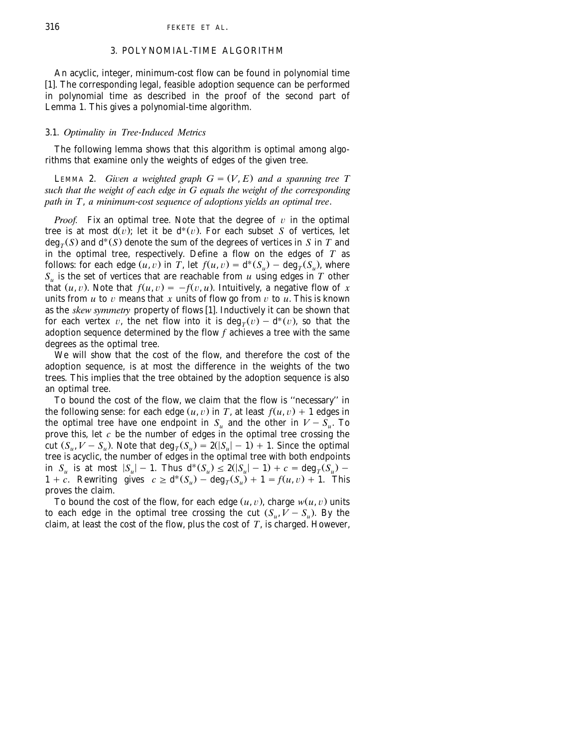## 3. POLYNOMIAL-TIME ALGORITHM

An acyclic, integer, minimum-cost flow can be found in polynomial time [1]. The corresponding legal, feasible adoption sequence can be performed in polynomial time as described in the proof of the second part of Lemma 1. This gives a polynomial-time algorithm.

### 3.1. *Optimality in Tree-Induced Metrics*

The following lemma shows that this algorithm is optimal among algorithms that examine only the weights of edges of the given tree.

LEMMA 2. *Given a weighted graph $G = (V, E)$ and a spanning tree $T$ such that the weight of each edge in $G$ equals the weight of the corresponding path in $T$, a minimum-cost sequence of adoptions yields an optimal tree.*

*Proof.* Fix an optimal tree. Note that the degree of $v$ in the optimal tree is at most $d(v)$; let it be $d^*(v)$. For each subset $S$ of vertices, let $\deg_T(S)$ and $d^*(S)$ denote the sum of the degrees of vertices in $S$ in $T$ and in the optimal tree, respectively. Define a flow on the edges of $T$ as follows: for each edge $(u, v)$ in $T$, let $f(u, v) = d^*(S_u) - \deg_T(S_u)$, where $S_u$ is the set of vertices that are reachable from $u$ using edges in $T$ other that $(u, v)$. Note that $f(u, v) = -f(v, u)$. Intuitively, a negative flow of $x$ units from $u$ to $v$ means that $x$ units of flow go from $v$ to $u$. This is known as the *skew symmetry* property of flows [1]. Inductively it can be shown that for each vertex $v$, the net flow into it is $\deg_T(v) - d^*(v)$, so that the adoption sequence determined by the flow $f$ achieves a tree with the same degrees as the optimal tree.

We will show that the cost of the flow, and therefore the cost of the adoption sequence, is at most the difference in the weights of the two trees. This implies that the tree obtained by the adoption sequence is also an optimal tree.

To bound the cost of the flow, we claim that the flow is "necessary" in the following sense: for each edge $(u, v)$ in $T$, at least $f(u, v) + 1$ edges in the optimal tree have one endpoint in $S_u$ and the other in $V - S_u$. To prove this, let $c$ be the number of edges in the optimal tree crossing the cut $(S_u, V - S_u)$. Note that $\deg_T(S_u) = 2(|S_u| - 1) + 1$. Since the optimal tree is acyclic, the number of edges in the optimal tree with both endpoints in $S_u$ is at most $|S_u| - 1$. Thus $d^*(S_u) \leq 2(|S_u| - 1) + c = \deg_T(S_u) - 1 + c$. Rewriting gives $c \geq d^*(S_u) - \deg_T(S_u) + 1 = f(u, v) + 1$. This proves the claim.

To bound the cost of the flow, for each edge $(u, v)$, charge $w(u, v)$ units to each edge in the optimal tree crossing the cut $(S_u, V - S_u)$. By the claim, at least the cost of the flow, plus the cost of $T$, is charged. However,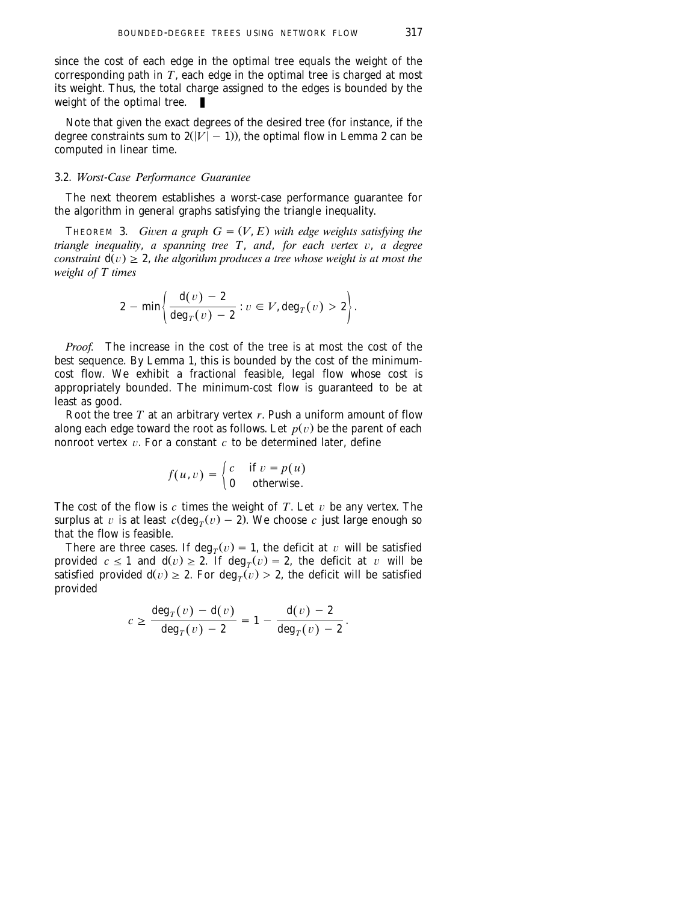since the cost of each edge in the optimal tree equals the weight of the corresponding path in $T$, each edge in the optimal tree is charged at most its weight. Thus, the total charge assigned to the edges is bounded by the weight of the optimal tree. ∎

Note that given the exact degrees of the desired tree (for instance, if the degree constraints sum to $2(|V| - 1)$), the optimal flow in Lemma 2 can be computed in linear time.

### 3.2. *Worst-Case Performance Guarantee*

The next theorem establishes a worst-case performance guarantee for the algorithm in general graphs satisfying the triangle inequality.

THEOREM 3. *Given a graph $G = (V, E)$ with edge weights satisfying the triangle inequality, a spanning tree $T$, and, for each vertex $v$, a degree constraint $\mathsf{d}(v) \geq 2$, the algorithm produces a tree whose weight is at most the weight of $T$ times*

$$2 - \min\left\{ \frac{\mathsf{d}(v) - 2}{\deg_T(v) - 2} : v \in V, \deg_T(v) > 2 \right\}.$$

*Proof.* The increase in the cost of the tree is at most the cost of the best sequence. By Lemma 1, this is bounded by the cost of the minimum-cost flow. We exhibit a fractional feasible, legal flow whose cost is appropriately bounded. The minimum-cost flow is guaranteed to be at least as good.

Root the tree $T$ at an arbitrary vertex $r$. Push a uniform amount of flow along each edge toward the root as follows. Let $p(v)$ be the parent of each nonroot vertex $v$. For a constant $c$ to be determined later, define

$$f(u, v) = \begin{cases} c & \text{if } v = p(u) \\ 0 & \text{otherwise.} \end{cases}$$

The cost of the flow is $c$ times the weight of $T$. Let $v$ be any vertex. The surplus at $v$ is at least $c(\deg_T(v) - 2)$. We choose $c$ just large enough so that the flow is feasible.

There are three cases. If $\deg_T(v) = 1$, the deficit at $v$ will be satisfied provided $c \leq 1$ and $\mathsf{d}(v) \geq 2$. If $\deg_T(v) = 2$, the deficit at $v$ will be satisfied provided $\mathsf{d}(v) \geq 2$. For $\deg_T(v) > 2$, the deficit will be satisfied provided

$$c \geq \frac{\deg_T(v) - \mathsf{d}(v)}{\deg_T(v) - 2} = 1 - \frac{\mathsf{d}(v) - 2}{\deg_T(v) - 2}.$$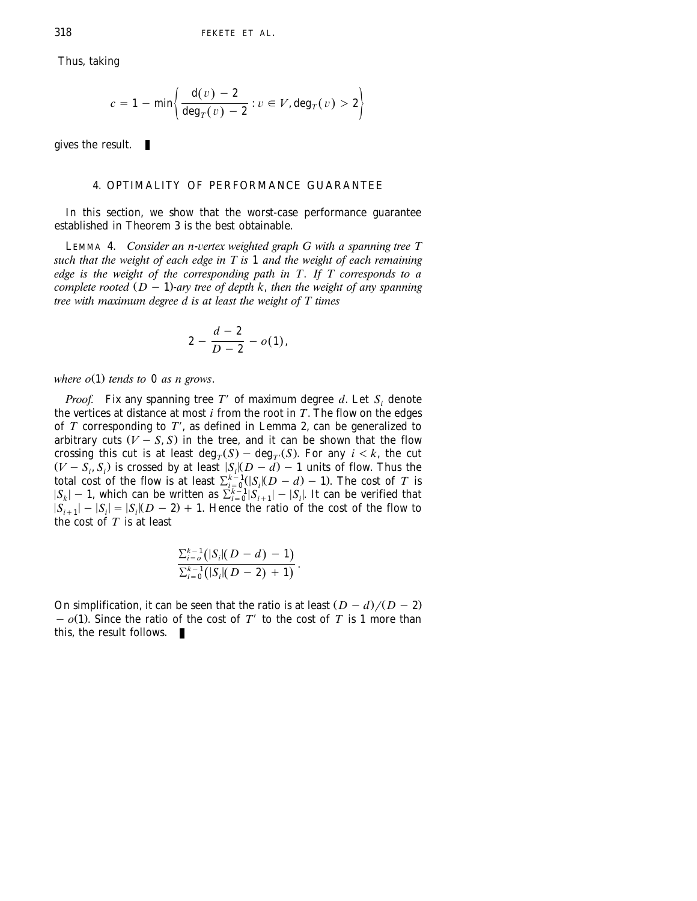Thus, taking

$$c = 1 - \min\left\{ \frac{\mathrm{d}(v) - 2}{\deg_T(v) - 2} : v \in V, \deg_T(v) > 2 \right\}$$

gives the result. ∎

## 4. OPTIMALITY OF PERFORMANCE GUARANTEE

In this section, we show that the worst-case performance guarantee established in Theorem 3 is the best obtainable.

LEMMA 4. *Consider an $n$-vertex weighted graph $G$ with a spanning tree $T$ such that the weight of each edge in $T$ is 1 and the weight of each remaining edge is the weight of the corresponding path in $T$. If $T$ corresponds to a complete rooted $(D-1)$-ary tree of depth $k$, then the weight of any spanning tree with maximum degree $d$ is at least the weight of $T$ times*

$$2 - \frac{d-2}{D-2} - o(1),$$

*where $o(1)$ tends to 0 as $n$ grows.*

*Proof.* Fix any spanning tree $T'$ of maximum degree $d$. Let $S_i$ denote the vertices at distance at most $i$ from the root in $T$. The flow on the edges of $T$ corresponding to $T'$, as defined in Lemma 2, can be generalized to arbitrary cuts $(V - S, S)$ in the tree, and it can be shown that the flow crossing this cut is at least $\deg_T(S) - \deg_{T'}(S)$. For any $i < k$, the cut $(V - S_i, S_i)$ is crossed by at least $|S_i|(D-d) - 1$ units of flow. Thus the total cost of the flow is at least $\sum_{i=0}^{k-1}(|S_i|(D-d) - 1)$. The cost of $T$ is $|S_k| - 1$, which can be written as $\sum_{i=0}^{k-1}|S_{i+1}| - |S_i|$. It can be verified that $|S_{i+1}| - |S_i| = |S_i|(D-2) + 1$. Hence the ratio of the cost of the flow to the cost of $T$ is at least

$$\frac{\sum_{i=o}^{k-1}(|S_i|(D-d) - 1)}{\sum_{i=0}^{k-1}(|S_i|(D-2) + 1)}.$$

On simplification, it can be seen that the ratio is at least $(D-d)/(D-2) - o(1)$. Since the ratio of the cost of $T'$ to the cost of $T$ is 1 more than this, the result follows. ∎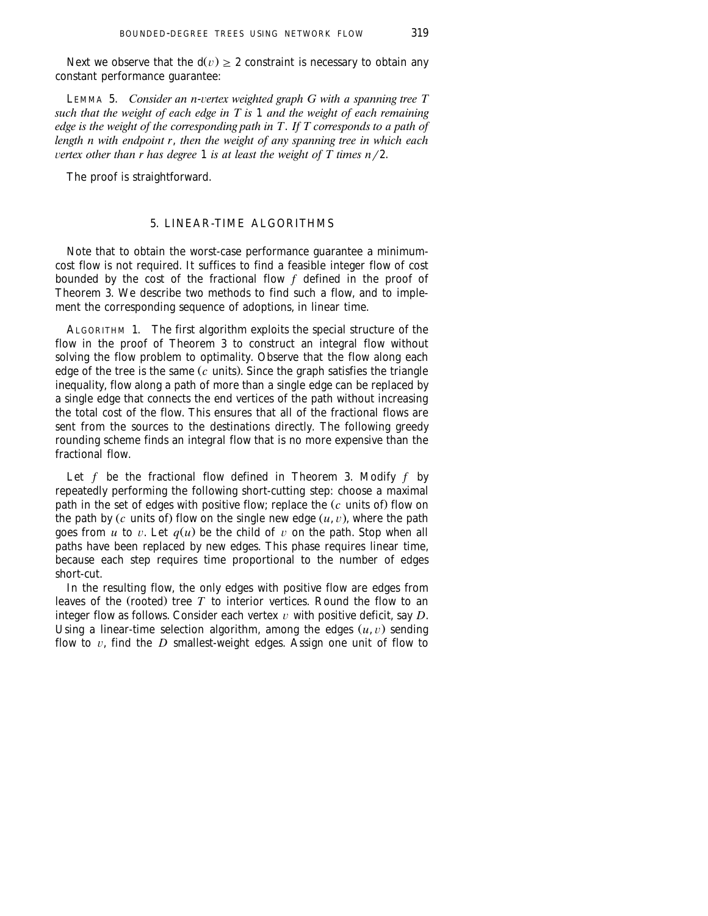Next we observe that the $d(v) \geq 2$ constraint is necessary to obtain any constant performance guarantee:

LEMMA 5. *Consider an $n$-vertex weighted graph $G$ with a spanning tree $T$ such that the weight of each edge in $T$ is 1 and the weight of each remaining edge is the weight of the corresponding path in $T$. If $T$ corresponds to a path of length $n$ with endpoint $r$, then the weight of any spanning tree in which each vertex other than $r$ has degree 1 is at least the weight of $T$ times $n/2$.*

The proof is straightforward.

## 5. LINEAR-TIME ALGORITHMS

Note that to obtain the worst-case performance guarantee a minimum-cost flow is not required. It suffices to find a feasible integer flow of cost bounded by the cost of the fractional flow $f$ defined in the proof of Theorem 3. We describe two methods to find such a flow, and to implement the corresponding sequence of adoptions, in linear time.

ALGORITHM 1. The first algorithm exploits the special structure of the flow in the proof of Theorem 3 to construct an integral flow without solving the flow problem to optimality. Observe that the flow along each edge of the tree is the same ($c$ units). Since the graph satisfies the triangle inequality, flow along a path of more than a single edge can be replaced by a single edge that connects the end vertices of the path without increasing the total cost of the flow. This ensures that all of the fractional flows are sent from the sources to the destinations directly. The following greedy rounding scheme finds an integral flow that is no more expensive than the fractional flow.

Let $f$ be the fractional flow defined in Theorem 3. Modify $f$ by repeatedly performing the following short-cutting step: choose a maximal path in the set of edges with positive flow; replace the ($c$ units of) flow on the path by ($c$ units of) flow on the single new edge $(u, v)$, where the path goes from $u$ to $v$. Let $q(u)$ be the child of $v$ on the path. Stop when all paths have been replaced by new edges. This phase requires linear time, because each step requires time proportional to the number of edges short-cut.

In the resulting flow, the only edges with positive flow are edges from leaves of the (rooted) tree $T$ to interior vertices. Round the flow to an integer flow as follows. Consider each vertex $v$ with positive deficit, say $D$. Using a linear-time selection algorithm, among the edges $(u, v)$ sending flow to $v$, find the $D$ smallest-weight edges. Assign one unit of flow to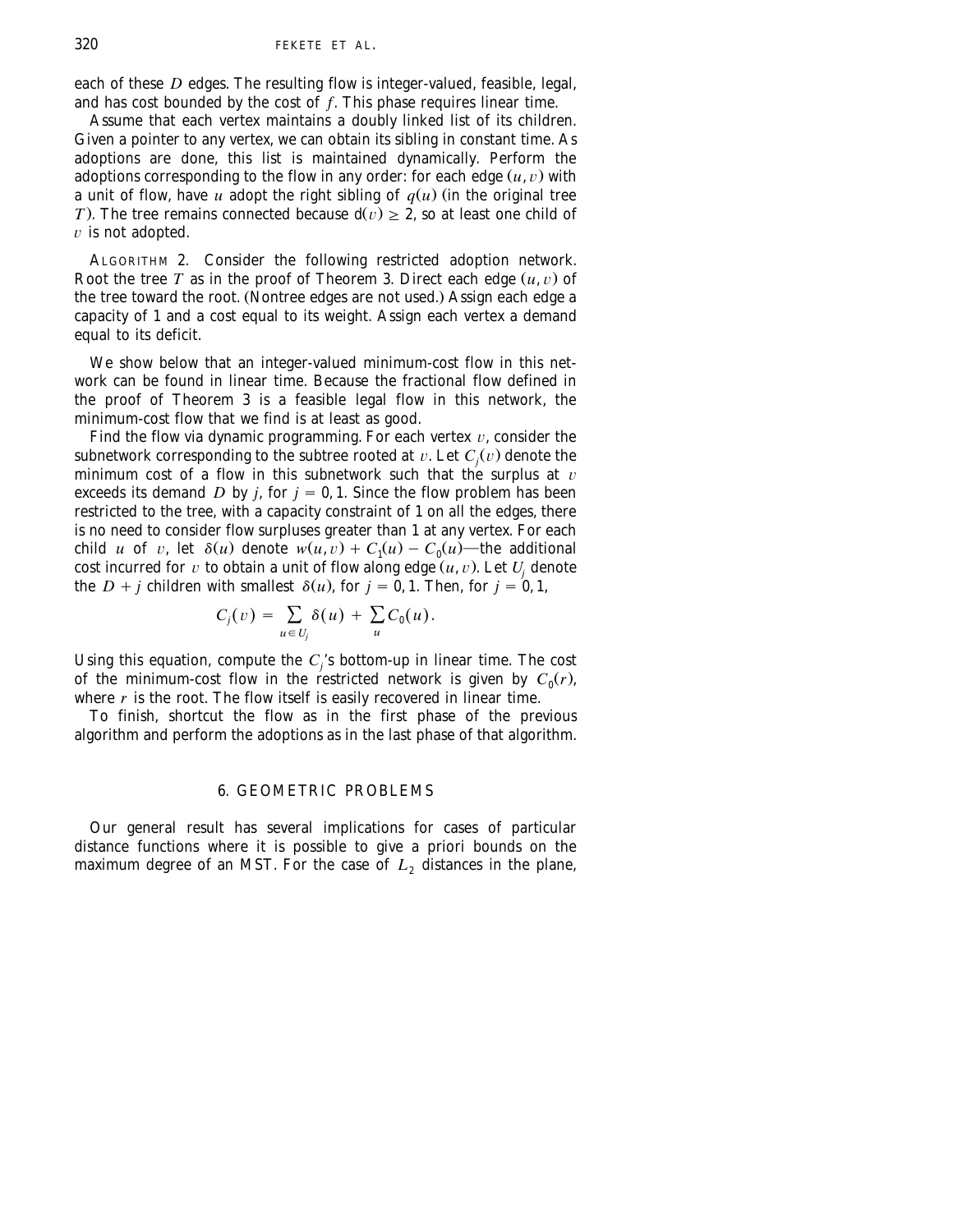each of these $D$ edges. The resulting flow is integer-valued, feasible, legal, and has cost bounded by the cost of $f$. This phase requires linear time.

Assume that each vertex maintains a doubly linked list of its children. Given a pointer to any vertex, we can obtain its sibling in constant time. As adoptions are done, this list is maintained dynamically. Perform the adoptions corresponding to the flow in any order: for each edge $(u, v)$ with a unit of flow, have $u$ adopt the right sibling of $q(u)$ (in the original tree $T$). The tree remains connected because $d(v) \geq 2$, so at least one child of $v$ is not adopted.

ALGORITHM 2. Consider the following restricted adoption network. Root the tree $T$ as in the proof of Theorem 3. Direct each edge $(u, v)$ of the tree toward the root. (Nontree edges are not used.) Assign each edge a capacity of 1 and a cost equal to its weight. Assign each vertex a demand equal to its deficit.

We show below that an integer-valued minimum-cost flow in this network can be found in linear time. Because the fractional flow defined in the proof of Theorem 3 is a feasible legal flow in this network, the minimum-cost flow that we find is at least as good.

Find the flow via dynamic programming. For each vertex $v$, consider the subnetwork corresponding to the subtree rooted at $v$. Let $C_j(v)$ denote the minimum cost of a flow in this subnetwork such that the surplus at $v$ exceeds its demand $D$ by $j$, for $j = 0, 1$. Since the flow problem has been restricted to the tree, with a capacity constraint of 1 on all the edges, there is no need to consider flow surpluses greater than 1 at any vertex. For each child $u$ of $v$, let $\delta(u)$ denote $w(u, v) + C_1(u) - C_0(u)$—the additional cost incurred for $v$ to obtain a unit of flow along edge $(u, v)$. Let $U_j$ denote the $D + j$ children with smallest $\delta(u)$, for $j = 0, 1$. Then, for $j = 0, 1$,

$$C_j(v) = \sum_{u \in U_j} \delta(u) + \sum_{u} C_0(u).$$

Using this equation, compute the $C_j$'s bottom-up in linear time. The cost of the minimum-cost flow in the restricted network is given by $C_0(r)$, where $r$ is the root. The flow itself is easily recovered in linear time.

To finish, shortcut the flow as in the first phase of the previous algorithm and perform the adoptions as in the last phase of that algorithm.

## 6. GEOMETRIC PROBLEMS

Our general result has several implications for cases of particular distance functions where it is possible to give a priori bounds on the maximum degree of an MST. For the case of $L_2$ distances in the plane,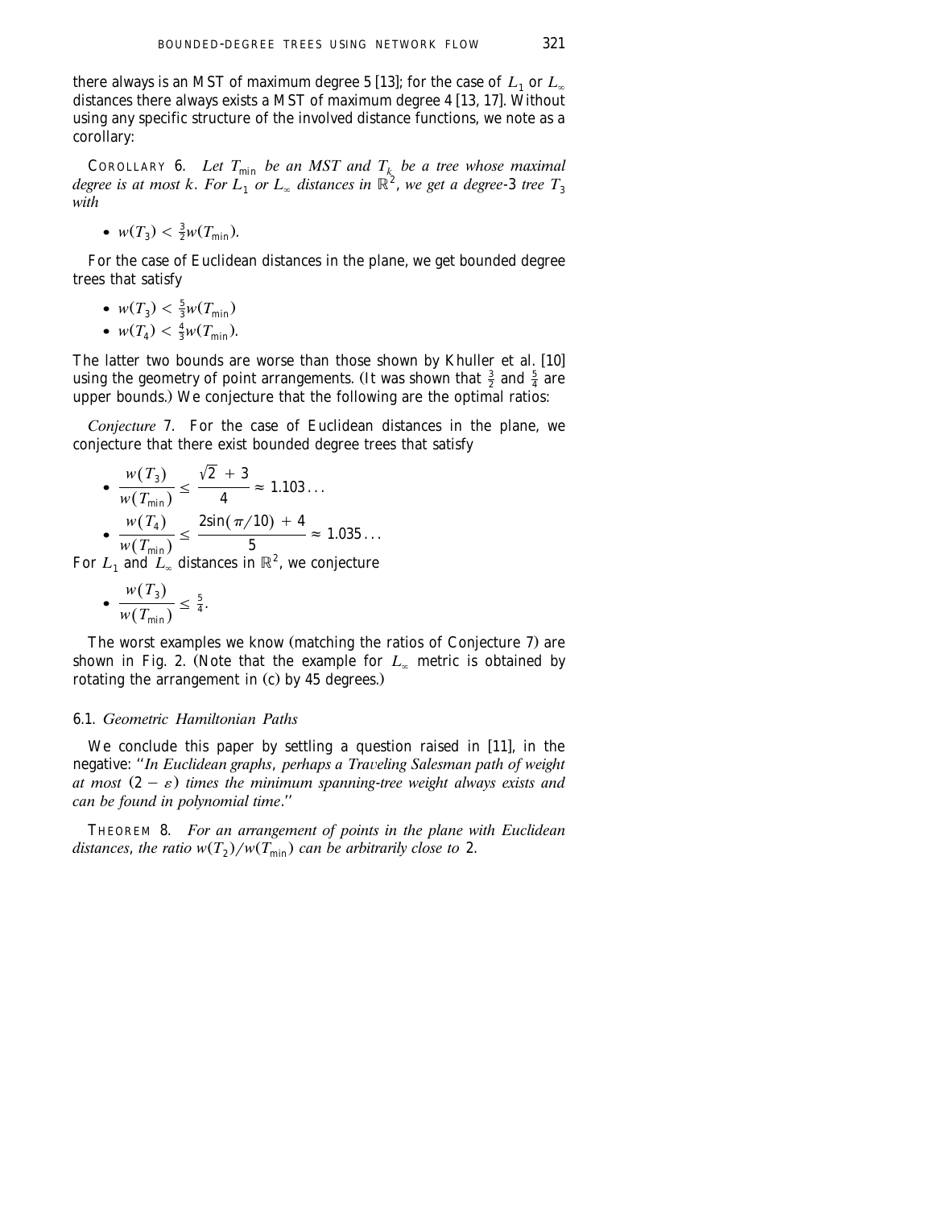there always is an MST of maximum degree 5 [13]; for the case of $L_1$ or $L_\infty$ distances there always exists a MST of maximum degree 4 [13, 17]. Without using any specific structure of the involved distance functions, we note as a corollary:

COROLLARY 6. *Let $T_{\min}$ be an MST and $T_k$ be a tree whose maximal degree is at most $k$. For $L_1$ or $L_\infty$ distances in $\mathbb{R}^2$, we get a degree-3 tree $T_3$ with*

- $w(T_3) < \frac{3}{2} w(T_{\min})$.

For the case of Euclidean distances in the plane, we get bounded degree trees that satisfy

- $w(T_3) < \frac{5}{3} w(T_{\min})$
- $w(T_4) < \frac{4}{3} w(T_{\min})$.

The latter two bounds are worse than those shown by Khuller et al. [10] using the geometry of point arrangements. (It was shown that $\frac{3}{2}$ and $\frac{5}{4}$ are upper bounds.) We conjecture that the following are the optimal ratios:

*Conjecture* 7. For the case of Euclidean distances in the plane, we conjecture that there exist bounded degree trees that satisfy

- $\dfrac{w(T_3)}{w(T_{\min})} \le \dfrac{\sqrt{2} + 3}{4} \approx 1.103\ldots$
- $\dfrac{w(T_4)}{w(T_{\min})} \le \dfrac{2\sin(\pi/10) + 4}{5} \approx 1.035\ldots$

For $L_1$ and $L_\infty$ distances in $\mathbb{R}^2$, we conjecture

- $\dfrac{w(T_3)}{w(T_{\min})} \le \frac{5}{4}$.

The worst examples we know (matching the ratios of Conjecture 7) are shown in Fig. 2. (Note that the example for $L_\infty$ metric is obtained by rotating the arrangement in (c) by 45 degrees.)

### 6.1. *Geometric Hamiltonian Paths*

We conclude this paper by settling a question raised in [11], in the negative: "*In Euclidean graphs, perhaps a Traveling Salesman path of weight at most* $(2 - \varepsilon)$ *times the minimum spanning-tree weight always exists and can be found in polynomial time.*"

THEOREM 8. *For an arrangement of points in the plane with Euclidean distances, the ratio $w(T_2)/w(T_{\min})$ can be arbitrarily close to 2.*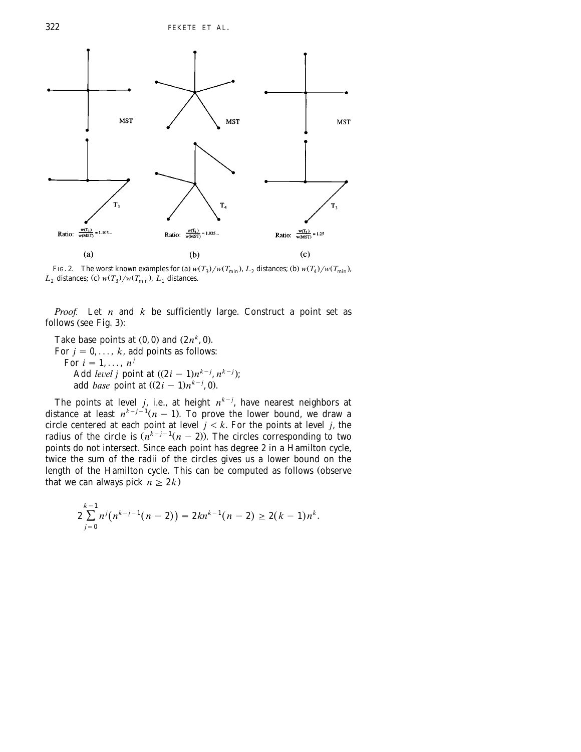FIG. 2. The worst known examples for (a) $w(T_3)/w(T_{\min})$, $L_2$ distances; (b) $w(T_4)/w(T_{\min})$, $L_2$ distances; (c) $w(T_3)/w(T_{\min})$, $L_1$ distances.

*Proof.* Let $n$ and $k$ be sufficiently large. Construct a point set as follows (see Fig. 3):

Take base points at $(0, 0)$ and $(2n^k, 0)$.
For $j = 0, \ldots, k$, add points as follows:
For $i = 1, \ldots, n^j$
Add *level* $j$ point at $((2i - 1)n^{k-j}, n^{k-j})$;
add *base* point at $((2i - 1)n^{k-j}, 0)$.

The points at level $j$, i.e., at height $n^{k-j}$, have nearest neighbors at distance at least $n^{k-j-1}(n - 1)$. To prove the lower bound, we draw a circle centered at each point at level $j < k$. For the points at level $j$, the radius of the circle is $(n^{k-j-1}(n - 2))$. The circles corresponding to two points do not intersect. Since each point has degree 2 in a Hamilton cycle, twice the sum of the radii of the circles gives us a lower bound on the length of the Hamilton cycle. This can be computed as follows (observe that we can always pick $n \geq 2k$)

$$2 \sum_{j=0}^{k-1} n^j \left( n^{k-j-1}(n - 2) \right) = 2kn^{k-1}(n - 2) \geq 2(k - 1)n^k.$$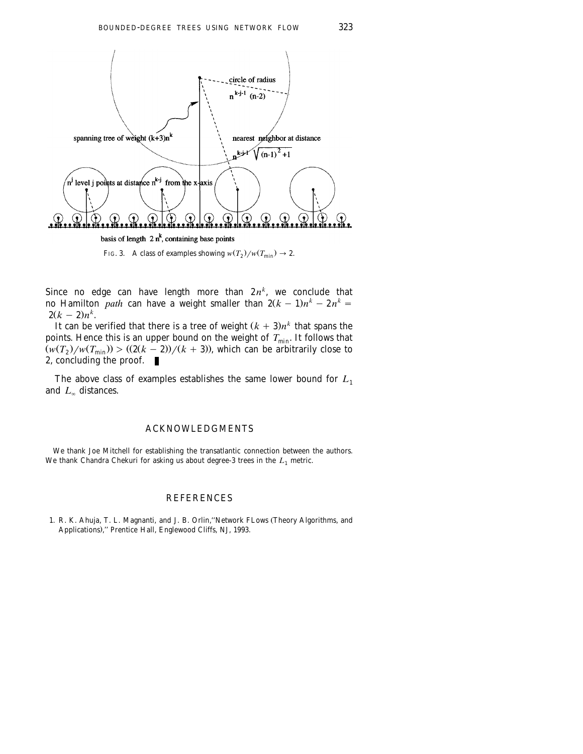FIG. 3. A class of examples showing $w(T_2)/w(T_{\min}) \to 2$.

Since no edge can have length more than $2n^k$, we conclude that no Hamilton *path* can have a weight smaller than $2(k-1)n^k - 2n^k = 2(k-2)n^k$.

It can be verified that there is a tree of weight $(k+3)n^k$ that spans the points. Hence this is an upper bound on the weight of $T_{\min}$. It follows that $(w(T_2)/w(T_{\min})) > ((2(k-2))/(k+3))$, which can be arbitrarily close to 2, concluding the proof. ∎

The above class of examples establishes the same lower bound for $L_1$ and $L_\infty$ distances.

## ACKNOWLEDGMENTS

We thank Joe Mitchell for establishing the transatlantic connection between the authors. We thank Chandra Chekuri for asking us about degree-3 trees in the $L_1$ metric.

## REFERENCES

1. R. K. Ahuja, T. L. Magnanti, and J. B. Orlin, "Network FLows (Theory Algorithms, and Applications)," Prentice Hall, Englewood Cliffs, NJ, 1993.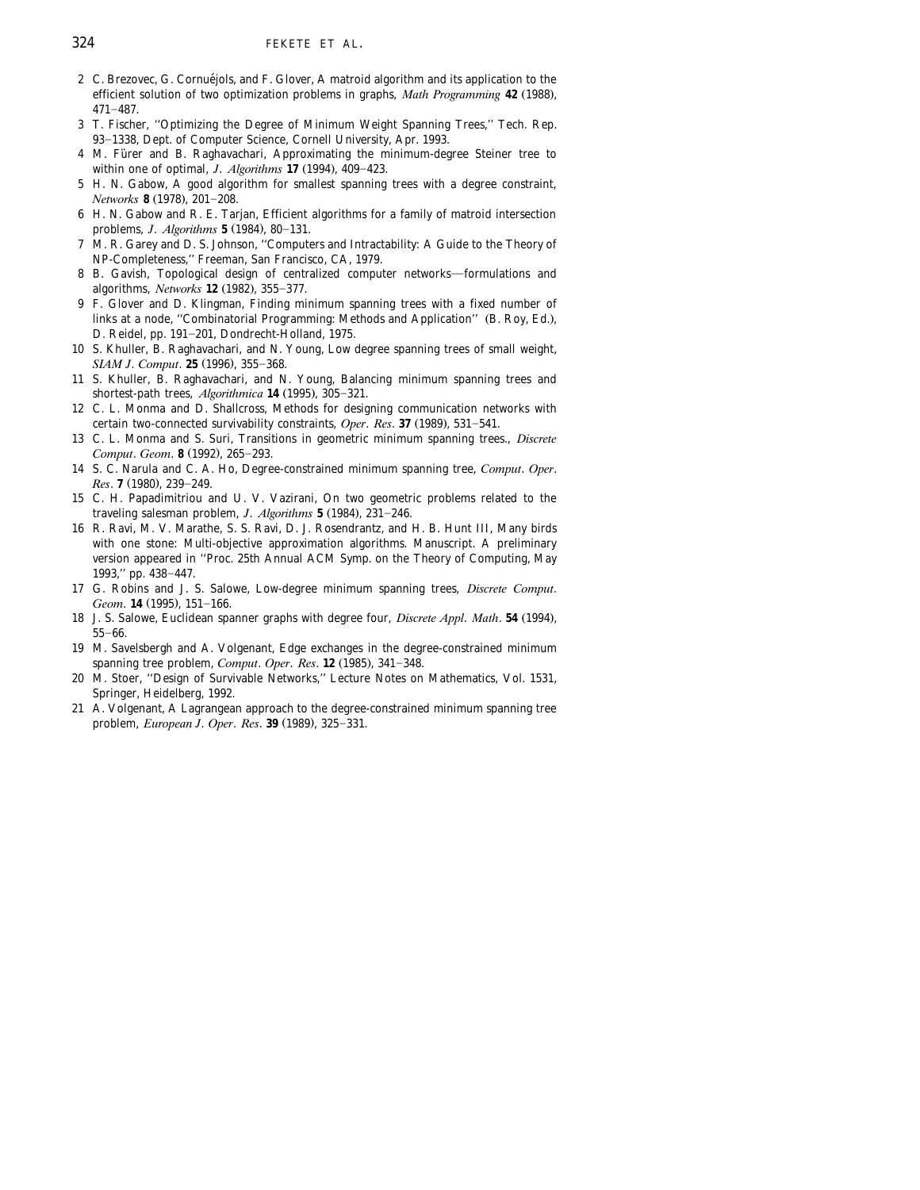2 C. Brezovec, G. Cornuéjols, and F. Glover, A matroid algorithm and its application to the efficient solution of two optimization problems in graphs, *Math Programming* **42** (1988), 471–487.

3 T. Fischer, ''Optimizing the Degree of Minimum Weight Spanning Trees,'' Tech. Rep. 93–1338, Dept. of Computer Science, Cornell University, Apr. 1993.

4 M. Fürer and B. Raghavachari, Approximating the minimum-degree Steiner tree to within one of optimal, *J. Algorithms* **17** (1994), 409–423.

5 H. N. Gabow, A good algorithm for smallest spanning trees with a degree constraint, *Networks* **8** (1978), 201–208.

6 H. N. Gabow and R. E. Tarjan, Efficient algorithms for a family of matroid intersection problems, *J. Algorithms* **5** (1984), 80–131.

7 M. R. Garey and D. S. Johnson, ''Computers and Intractability: A Guide to the Theory of NP-Completeness,'' Freeman, San Francisco, CA, 1979.

8 B. Gavish, Topological design of centralized computer networks—formulations and algorithms, *Networks* **12** (1982), 355–377.

9 F. Glover and D. Klingman, Finding minimum spanning trees with a fixed number of links at a node, ''Combinatorial Programming: Methods and Application'' (B. Roy, Ed.), D. Reidel, pp. 191–201, Dondrecht-Holland, 1975.

10 S. Khuller, B. Raghavachari, and N. Young, Low degree spanning trees of small weight, *SIAM J. Comput.* **25** (1996), 355–368.

11 S. Khuller, B. Raghavachari, and N. Young, Balancing minimum spanning trees and shortest-path trees, *Algorithmica* **14** (1995), 305–321.

12 C. L. Monma and D. Shallcross, Methods for designing communication networks with certain two-connected survivability constraints, *Oper. Res.* **37** (1989), 531–541.

13 C. L. Monma and S. Suri, Transitions in geometric minimum spanning trees., *Discrete Comput. Geom.* **8** (1992), 265–293.

14 S. C. Narula and C. A. Ho, Degree-constrained minimum spanning tree, *Comput. Oper. Res.* **7** (1980), 239–249.

15 C. H. Papadimitriou and U. V. Vazirani, On two geometric problems related to the traveling salesman problem, *J. Algorithms* **5** (1984), 231–246.

16 R. Ravi, M. V. Marathe, S. S. Ravi, D. J. Rosendrantz, and H. B. Hunt III, Many birds with one stone: Multi-objective approximation algorithms. Manuscript. A preliminary version appeared in ''Proc. 25th Annual ACM Symp. on the Theory of Computing, May 1993,'' pp. 438–447.

17 G. Robins and J. S. Salowe, Low-degree minimum spanning trees, *Discrete Comput. Geom.* **14** (1995), 151–166.

18 J. S. Salowe, Euclidean spanner graphs with degree four, *Discrete Appl. Math.* **54** (1994), 55–66.

19 M. Savelsbergh and A. Volgenant, Edge exchanges in the degree-constrained minimum spanning tree problem, *Comput. Oper. Res.* **12** (1985), 341–348.

20 M. Stoer, ''Design of Survivable Networks,'' Lecture Notes on Mathematics, Vol. 1531, Springer, Heidelberg, 1992.

21 A. Volgenant, A Lagrangean approach to the degree-constrained minimum spanning tree problem, *European J. Oper. Res.* **39** (1989), 325–331.